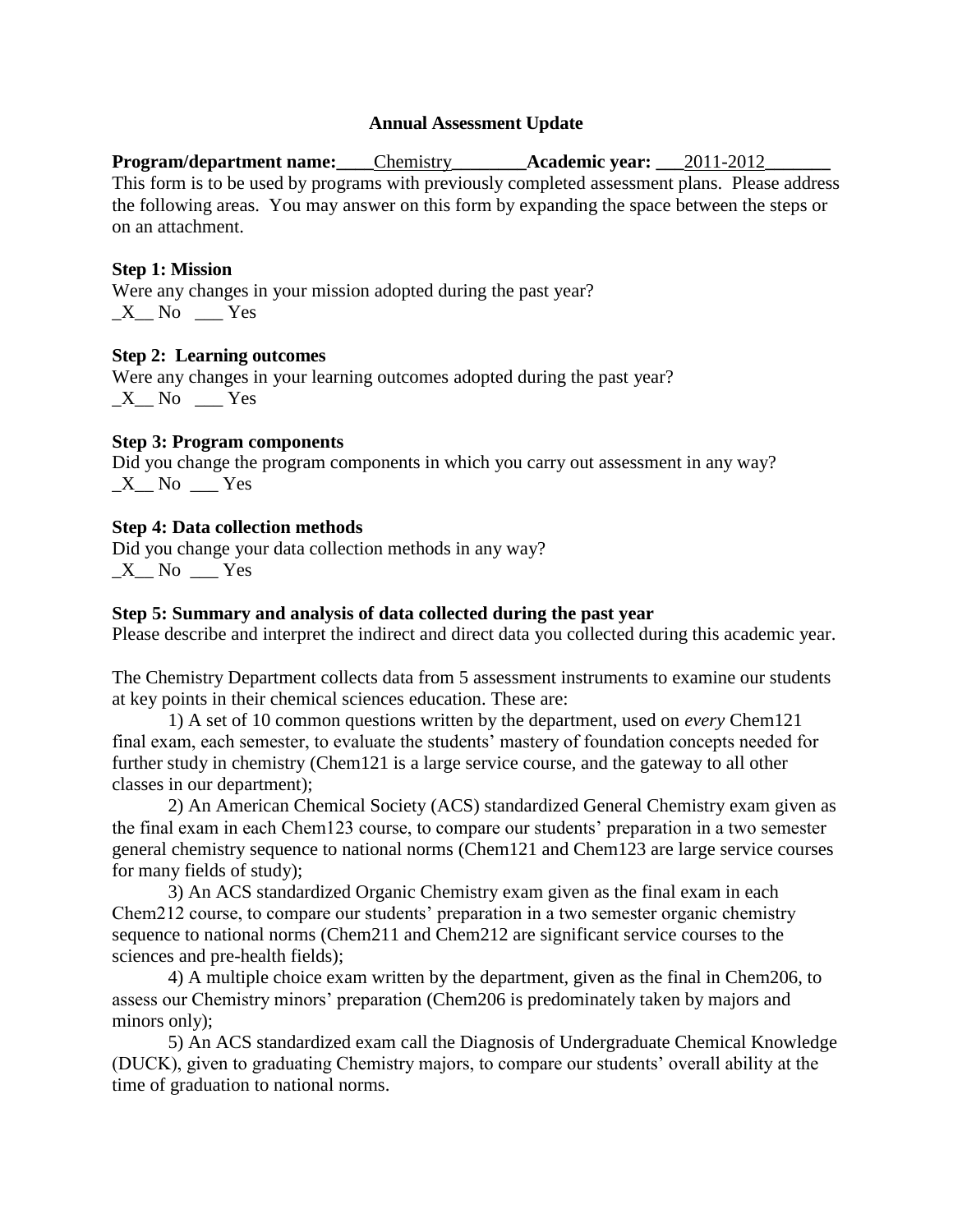# Annual Assessment Update

**Program/department name:**____Chemistry________**Academic year:** ___2011-2012_______

This form is to be used by programs with previously completed assessment plans. Please address the following areas. You may answer on this form by expanding the space between the steps or on an attachment.

**Step 1: Mission**

Were any changes in your mission adopted during the past year?

_X__ No ___ Yes

**Step 2: Learning outcomes**

Were any changes in your learning outcomes adopted during the past year?

_X__ No ___ Yes

**Step 3: Program components**

Did you change the program components in which you carry out assessment in any way?

_X__ No ___ Yes

**Step 4: Data collection methods**

Did you change your data collection methods in any way?

_X__ No ___ Yes

**Step 5: Summary and analysis of data collected during the past year**

Please describe and interpret the indirect and direct data you collected during this academic year.

The Chemistry Department collects data from 5 assessment instruments to examine our students at key points in their chemical sciences education. These are:

1) A set of 10 common questions written by the department, used on *every* Chem121 final exam, each semester, to evaluate the students' mastery of foundation concepts needed for further study in chemistry (Chem121 is a large service course, and the gateway to all other classes in our department);

2) An American Chemical Society (ACS) standardized General Chemistry exam given as the final exam in each Chem123 course, to compare our students' preparation in a two semester general chemistry sequence to national norms (Chem121 and Chem123 are large service courses for many fields of study);

3) An ACS standardized Organic Chemistry exam given as the final exam in each Chem212 course, to compare our students' preparation in a two semester organic chemistry sequence to national norms (Chem211 and Chem212 are significant service courses to the sciences and pre-health fields);

4) A multiple choice exam written by the department, given as the final in Chem206, to assess our Chemistry minors' preparation (Chem206 is predominately taken by majors and minors only);

5) An ACS standardized exam call the Diagnosis of Undergraduate Chemical Knowledge (DUCK), given to graduating Chemistry majors, to compare our students' overall ability at the time of graduation to national norms.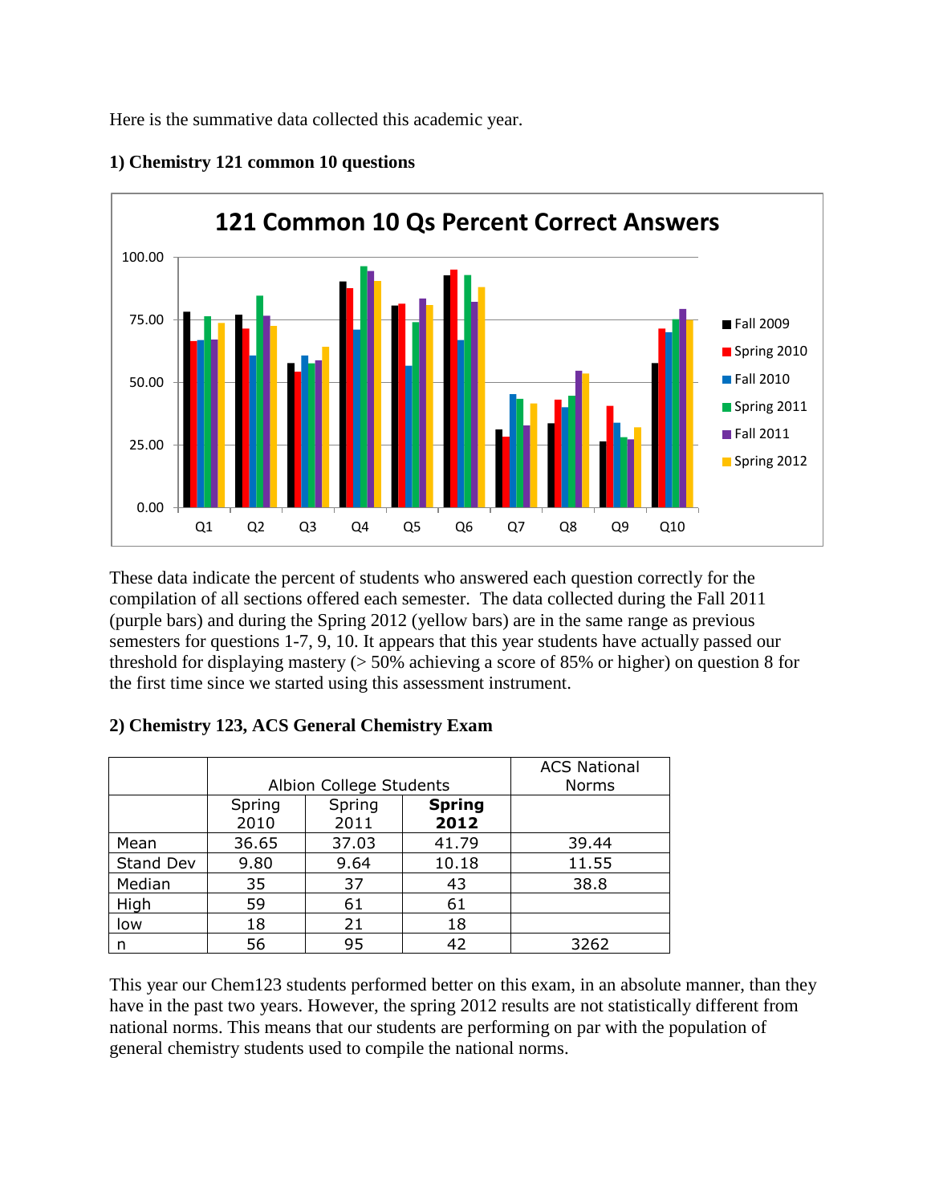Here is the summative data collected this academic year.

**1) Chemistry 121 common 10 questions**

These data indicate the percent of students who answered each question correctly for the compilation of all sections offered each semester. The data collected during the Fall 2011 (purple bars) and during the Spring 2012 (yellow bars) are in the same range as previous semesters for questions 1-7, 9, 10. It appears that this year students have actually passed our threshold for displaying mastery (> 50% achieving a score of 85% or higher) on question 8 for the first time since we started using this assessment instrument.

**2) Chemistry 123, ACS General Chemistry Exam**

| | Albion College Students | | | ACS National Norms |
|---|---|---|---|---|
| | Spring 2010 | Spring 2011 | **Spring 2012** | |
| Mean | 36.65 | 37.03 | 41.79 | 39.44 |
| Stand Dev | 9.80 | 9.64 | 10.18 | 11.55 |
| Median | 35 | 37 | 43 | 38.8 |
| High | 59 | 61 | 61 | |
| low | 18 | 21 | 18 | |
| n | 56 | 95 | 42 | 3262 |

This year our Chem123 students performed better on this exam, in an absolute manner, than they have in the past two years. However, the spring 2012 results are not statistically different from national norms. This means that our students are performing on par with the population of general chemistry students used to compile the national norms.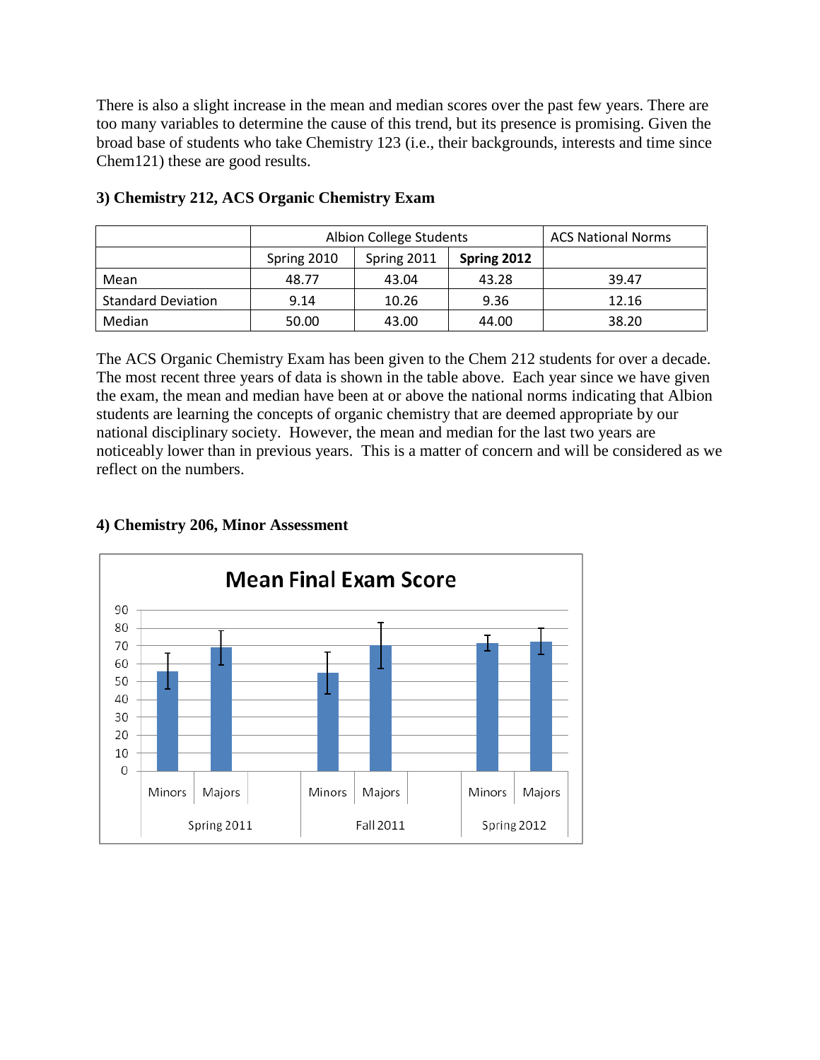There is also a slight increase in the mean and median scores over the past few years. There are too many variables to determine the cause of this trend, but its presence is promising. Given the broad base of students who take Chemistry 123 (i.e., their backgrounds, interests and time since Chem121) these are good results.

### 3) Chemistry 212, ACS Organic Chemistry Exam

| | Albion College Students | | | ACS National Norms |
|---|---|---|---|---|
| | Spring 2010 | Spring 2011 | **Spring 2012** | |
| Mean | 48.77 | 43.04 | 43.28 | 39.47 |
| Standard Deviation | 9.14 | 10.26 | 9.36 | 12.16 |
| Median | 50.00 | 43.00 | 44.00 | 38.20 |

The ACS Organic Chemistry Exam has been given to the Chem 212 students for over a decade. The most recent three years of data is shown in the table above. Each year since we have given the exam, the mean and median have been at or above the national norms indicating that Albion students are learning the concepts of organic chemistry that are deemed appropriate by our national disciplinary society. However, the mean and median for the last two years are noticeably lower than in previous years. This is a matter of concern and will be considered as we reflect on the numbers.

### 4) Chemistry 206, Minor Assessment

**Mean Final Exam Score**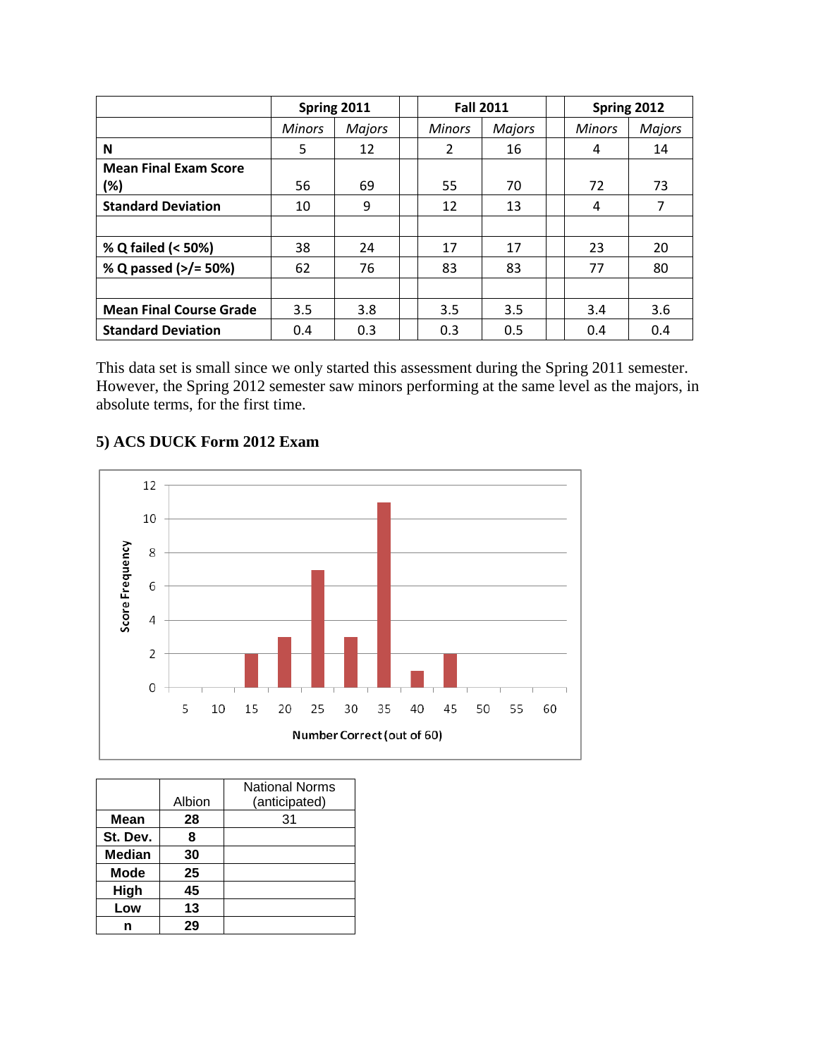| | Spring 2011 | | | Fall 2011 | | | Spring 2012 | |
|---|---|---|---|---|---|---|---|---|
| | *Minors* | *Majors* | | *Minors* | *Majors* | | *Minors* | *Majors* |
| **N** | 5 | 12 | | 2 | 16 | | 4 | 14 |
| **Mean Final Exam Score (%)** | 56 | 69 | | 55 | 70 | | 72 | 73 |
| **Standard Deviation** | 10 | 9 | | 12 | 13 | | 4 | 7 |
| | | | | | | | | |
| **% Q failed (< 50%)** | 38 | 24 | | 17 | 17 | | 23 | 20 |
| **% Q passed (>/= 50%)** | 62 | 76 | | 83 | 83 | | 77 | 80 |
| | | | | | | | | |
| **Mean Final Course Grade** | 3.5 | 3.8 | | 3.5 | 3.5 | | 3.4 | 3.6 |
| **Standard Deviation** | 0.4 | 0.3 | | 0.3 | 0.5 | | 0.4 | 0.4 |

This data set is small since we only started this assessment during the Spring 2011 semester. However, the Spring 2012 semester saw minors performing at the same level as the majors, in absolute terms, for the first time.

### 5) ACS DUCK Form 2012 Exam

| Number Correct (out of 60) | Score Frequency |
|---|---|
| 5 | 0 |
| 10 | 0 |
| 15 | 2 |
| 20 | 3 |
| 25 | 7 |
| 30 | 3 |
| 35 | 11 |
| 40 | 1 |
| 45 | 2 |
| 50 | 0 |
| 55 | 0 |
| 60 | 0 |

| | Albion | National Norms (anticipated) |
|---|---|---|
| **Mean** | **28** | 31 |
| **St. Dev.** | **8** | |
| **Median** | **30** | |
| **Mode** | **25** | |
| **High** | **45** | |
| **Low** | **13** | |
| **n** | **29** | |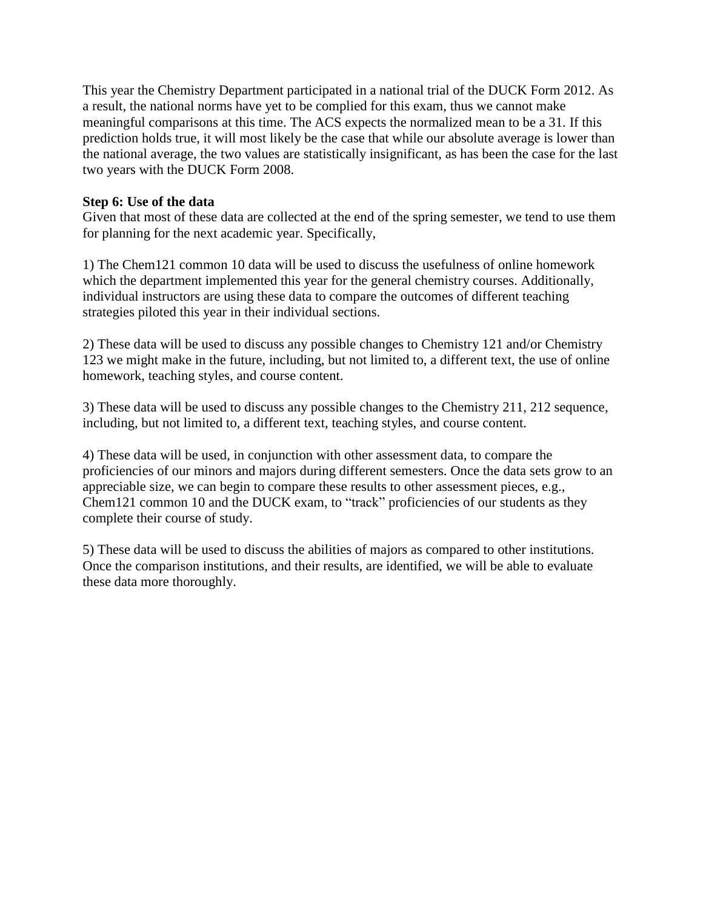This year the Chemistry Department participated in a national trial of the DUCK Form 2012. As a result, the national norms have yet to be complied for this exam, thus we cannot make meaningful comparisons at this time. The ACS expects the normalized mean to be a 31. If this prediction holds true, it will most likely be the case that while our absolute average is lower than the national average, the two values are statistically insignificant, as has been the case for the last two years with the DUCK Form 2008.

**Step 6: Use of the data**

Given that most of these data are collected at the end of the spring semester, we tend to use them for planning for the next academic year. Specifically,

1) The Chem121 common 10 data will be used to discuss the usefulness of online homework which the department implemented this year for the general chemistry courses. Additionally, individual instructors are using these data to compare the outcomes of different teaching strategies piloted this year in their individual sections.

2) These data will be used to discuss any possible changes to Chemistry 121 and/or Chemistry 123 we might make in the future, including, but not limited to, a different text, the use of online homework, teaching styles, and course content.

3) These data will be used to discuss any possible changes to the Chemistry 211, 212 sequence, including, but not limited to, a different text, teaching styles, and course content.

4) These data will be used, in conjunction with other assessment data, to compare the proficiencies of our minors and majors during different semesters. Once the data sets grow to an appreciable size, we can begin to compare these results to other assessment pieces, e.g., Chem121 common 10 and the DUCK exam, to "track" proficiencies of our students as they complete their course of study.

5) These data will be used to discuss the abilities of majors as compared to other institutions. Once the comparison institutions, and their results, are identified, we will be able to evaluate these data more thoroughly.